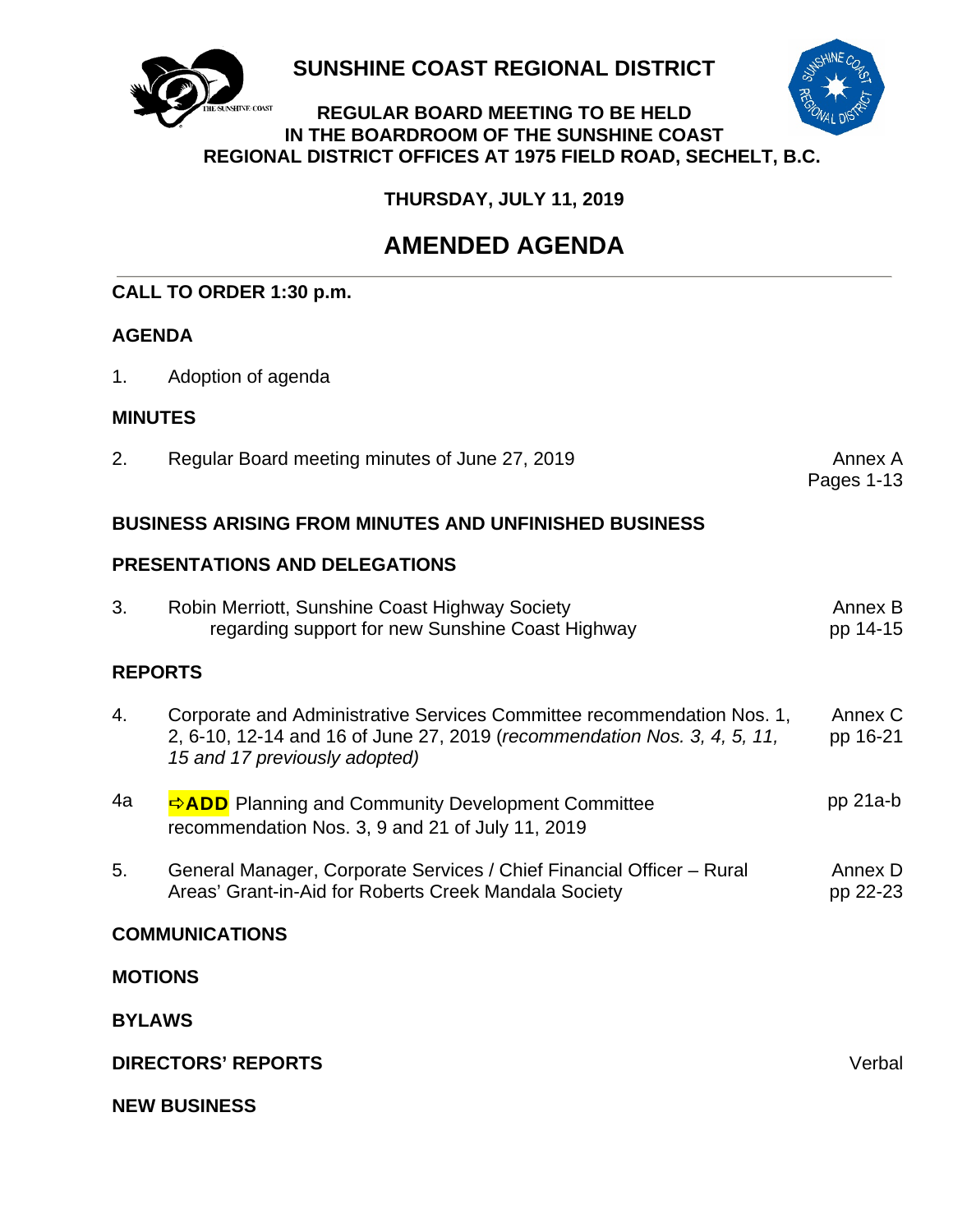# SUNSHINE COAST REGIONAL DISTRICT

**REGULAR BOARD MEETING TO BE HELD IN THE BOARDROOM OF THE SUNSHINE COAST REGIONAL DISTRICT OFFICES AT 1975 FIELD ROAD, SECHELT, B.C.**

**THURSDAY, JULY 11, 2019**

## AMENDED AGENDA

**CALL TO ORDER 1:30 p.m.**

**AGENDA**

1. Adoption of agenda

**MINUTES**

| | | |
|---|---|---|
| 2. | Regular Board meeting minutes of June 27, 2019 | Annex A Pages 1-13 |

**BUSINESS ARISING FROM MINUTES AND UNFINISHED BUSINESS**

**PRESENTATIONS AND DELEGATIONS**

| | | |
|---|---|---|
| 3. | Robin Merriott, Sunshine Coast Highway Society regarding support for new Sunshine Coast Highway | Annex B pp 14-15 |

**REPORTS**

| | | |
|---|---|---|
| 4. | Corporate and Administrative Services Committee recommendation Nos. 1, 2, 6-10, 12-14 and 16 of June 27, 2019 (*recommendation Nos. 3, 4, 5, 11, 15 and 17 previously adopted)* | Annex C pp 16-21 |
| 4a | ⇨**ADD** Planning and Community Development Committee recommendation Nos. 3, 9 and 21 of July 11, 2019 | pp 21a-b |
| 5. | General Manager, Corporate Services / Chief Financial Officer – Rural Areas' Grant-in-Aid for Roberts Creek Mandala Society | Annex D pp 22-23 |

**COMMUNICATIONS**

**MOTIONS**

**BYLAWS**

**DIRECTORS' REPORTS** — Verbal

**NEW BUSINESS**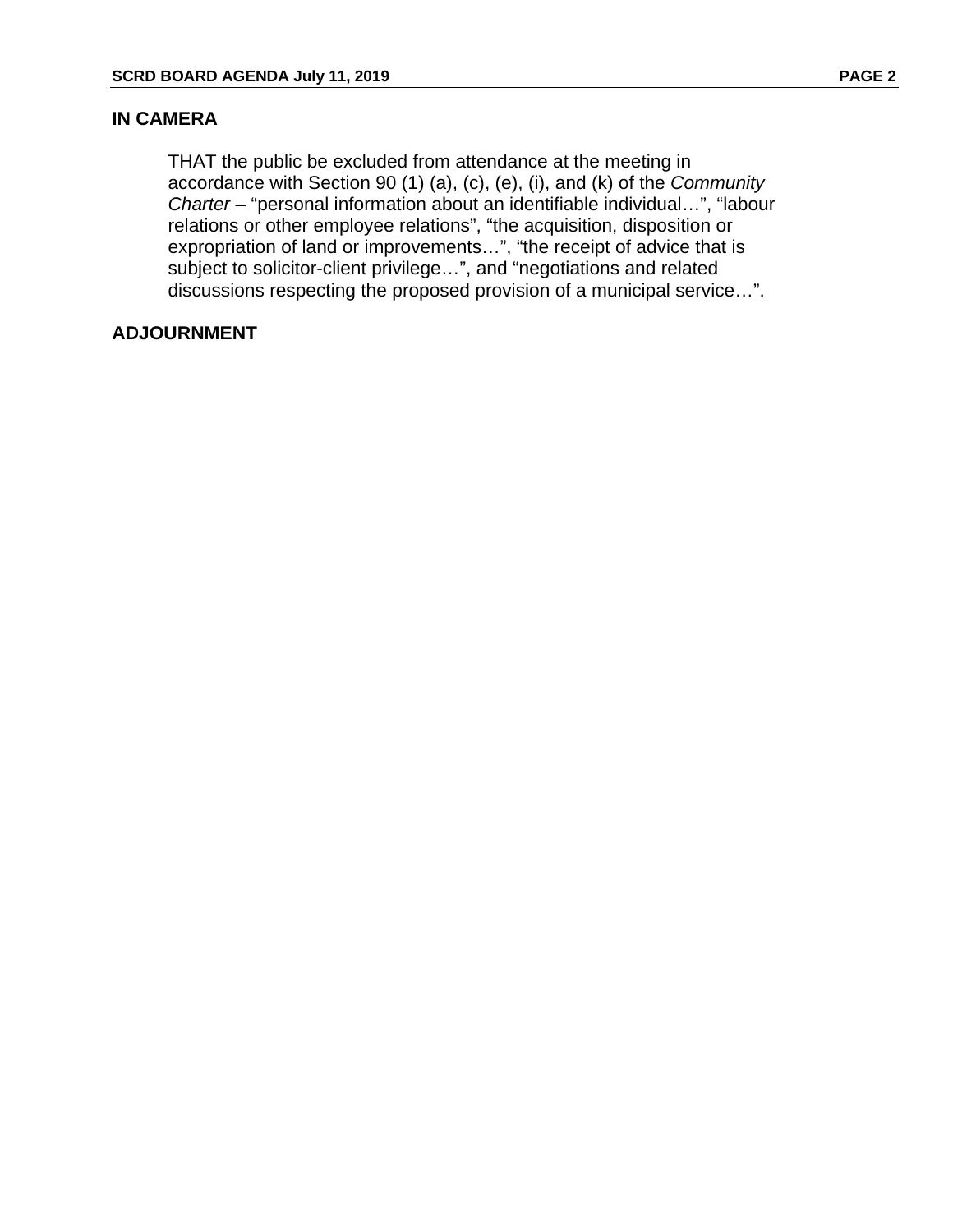## IN CAMERA

THAT the public be excluded from attendance at the meeting in accordance with Section 90 (1) (a), (c), (e), (i), and (k) of the *Community Charter* – “personal information about an identifiable individual…”, “labour relations or other employee relations”, “the acquisition, disposition or expropriation of land or improvements…”, “the receipt of advice that is subject to solicitor-client privilege…”, and “negotiations and related discussions respecting the proposed provision of a municipal service…”.

## ADJOURNMENT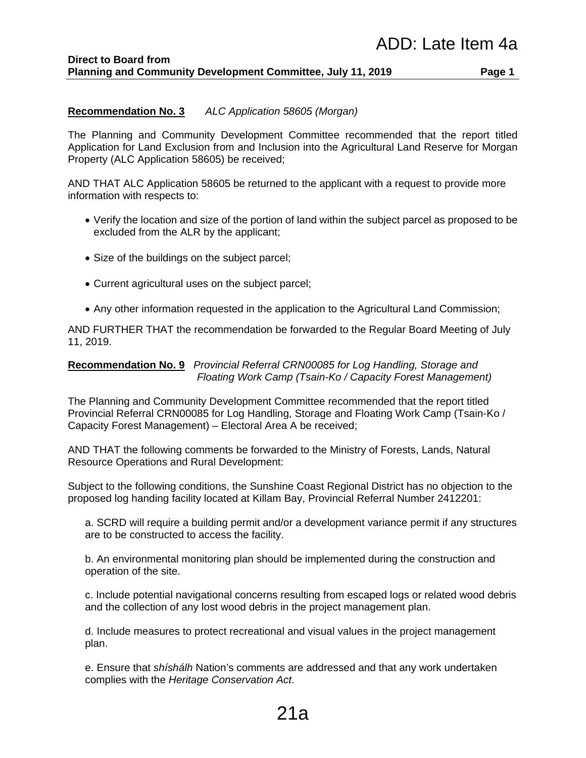ADD: Late Item 4a

**Direct to Board from**
**Planning and Community Development Committee, July 11, 2019**

**Recommendation No. 3** *ALC Application 58605 (Morgan)*

The Planning and Community Development Committee recommended that the report titled Application for Land Exclusion from and Inclusion into the Agricultural Land Reserve for Morgan Property (ALC Application 58605) be received;

AND THAT ALC Application 58605 be returned to the applicant with a request to provide more information with respects to:

- Verify the location and size of the portion of land within the subject parcel as proposed to be excluded from the ALR by the applicant;
- Size of the buildings on the subject parcel;
- Current agricultural uses on the subject parcel;
- Any other information requested in the application to the Agricultural Land Commission;

AND FURTHER THAT the recommendation be forwarded to the Regular Board Meeting of July 11, 2019.

**Recommendation No. 9** *Provincial Referral CRN00085 for Log Handling, Storage and Floating Work Camp (Tsain-Ko / Capacity Forest Management)*

The Planning and Community Development Committee recommended that the report titled Provincial Referral CRN00085 for Log Handling, Storage and Floating Work Camp (Tsain-Ko / Capacity Forest Management) – Electoral Area A be received;

AND THAT the following comments be forwarded to the Ministry of Forests, Lands, Natural Resource Operations and Rural Development:

Subject to the following conditions, the Sunshine Coast Regional District has no objection to the proposed log handing facility located at Killam Bay, Provincial Referral Number 2412201:

a. SCRD will require a building permit and/or a development variance permit if any structures are to be constructed to access the facility.

b. An environmental monitoring plan should be implemented during the construction and operation of the site.

c. Include potential navigational concerns resulting from escaped logs or related wood debris and the collection of any lost wood debris in the project management plan.

d. Include measures to protect recreational and visual values in the project management plan.

e. Ensure that *shíshálh* Nation's comments are addressed and that any work undertaken complies with the *Heritage Conservation Act*.

21a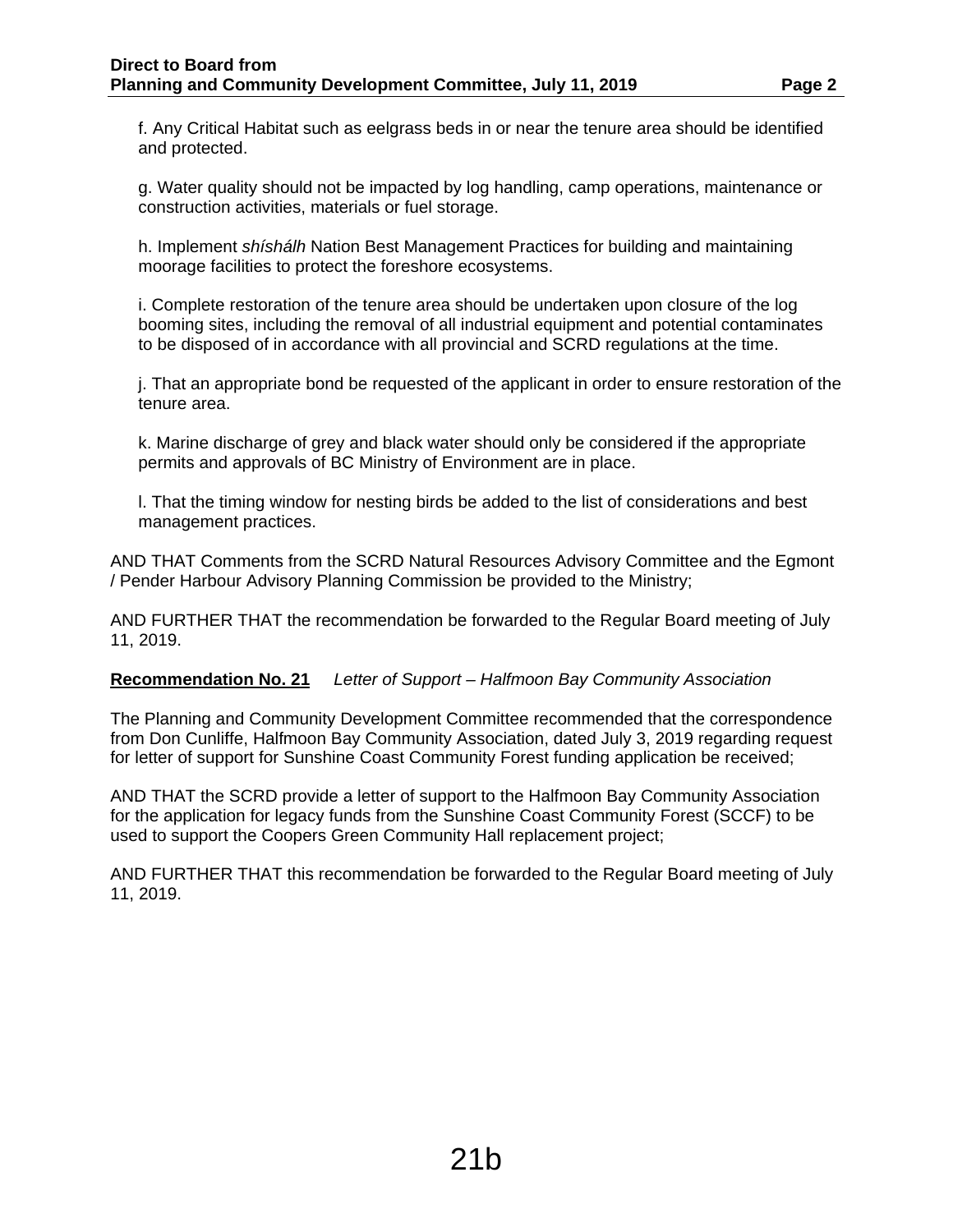f. Any Critical Habitat such as eelgrass beds in or near the tenure area should be identified and protected.

g. Water quality should not be impacted by log handling, camp operations, maintenance or construction activities, materials or fuel storage.

h. Implement *shíshálh* Nation Best Management Practices for building and maintaining moorage facilities to protect the foreshore ecosystems.

i. Complete restoration of the tenure area should be undertaken upon closure of the log booming sites, including the removal of all industrial equipment and potential contaminates to be disposed of in accordance with all provincial and SCRD regulations at the time.

j. That an appropriate bond be requested of the applicant in order to ensure restoration of the tenure area.

k. Marine discharge of grey and black water should only be considered if the appropriate permits and approvals of BC Ministry of Environment are in place.

l. That the timing window for nesting birds be added to the list of considerations and best management practices.

AND THAT Comments from the SCRD Natural Resources Advisory Committee and the Egmont / Pender Harbour Advisory Planning Commission be provided to the Ministry;

AND FURTHER THAT the recommendation be forwarded to the Regular Board meeting of July 11, 2019.

**Recommendation No. 21** *Letter of Support – Halfmoon Bay Community Association*

The Planning and Community Development Committee recommended that the correspondence from Don Cunliffe, Halfmoon Bay Community Association, dated July 3, 2019 regarding request for letter of support for Sunshine Coast Community Forest funding application be received;

AND THAT the SCRD provide a letter of support to the Halfmoon Bay Community Association for the application for legacy funds from the Sunshine Coast Community Forest (SCCF) to be used to support the Coopers Green Community Hall replacement project;

AND FURTHER THAT this recommendation be forwarded to the Regular Board meeting of July 11, 2019.

21b